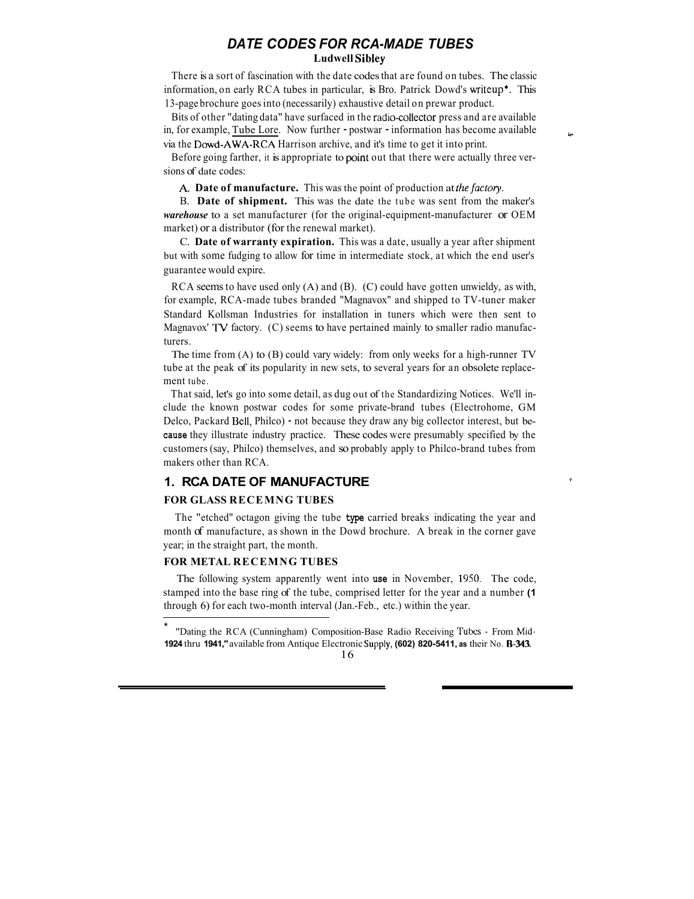# DATE CODES FOR RCA-MADE TUBES

**Ludwell Sibley**

There is a sort of fascination with the date codes that are found on tubes. The classic information, on early RCA tubes in particular, is Bro. Patrick Dowd's writeup*. This 13-page brochure goes into (necessarily) exhaustive detail on prewar product.

Bits of other "dating data" have surfaced in the radio-collector press and are available in, for example, Tube Lore. Now further - postwar - information has become available via the Dowd-AWA-RCA Harrison archive, and it's time to get it into print.

Before going farther, it is appropriate to point out that there were actually three versions of date codes:

A. **Date of manufacture.** This was the point of production at *the factory*.

B. **Date of shipment.** This was the date the tube was sent from the maker's ***warehouse*** to a set manufacturer (for the original-equipment-manufacturer or OEM market) or a distributor (for the renewal market).

C. **Date of warranty expiration.** This was a date, usually a year after shipment but with some fudging to allow for time in intermediate stock, at which the end user's guarantee would expire.

RCA seems to have used only (A) and (B). (C) could have gotten unwieldy, as with, for example, RCA-made tubes branded "Magnavox" and shipped to TV-tuner maker Standard Kollsman Industries for installation in tuners which were then sent to Magnavox' TV factory. (C) seems to have pertained mainly to smaller radio manufacturers.

The time from (A) to (B) could vary widely: from only weeks for a high-runner TV tube at the peak of its popularity in new sets, to several years for an obsolete replacement tube.

That said, let's go into some detail, as dug out of the Standardizing Notices. We'll include the known postwar codes for some private-brand tubes (Electrohome, GM Delco, Packard Bell, Philco) - not because they draw any big collector interest, but because they illustrate industry practice. These codes were presumably specified by the customers (say, Philco) themselves, and so probably apply to Philco-brand tubes from makers other than RCA.

## 1. RCA DATE OF MANUFACTURE

### FOR GLASS RECEIVING TUBES

The "etched" octagon giving the tube type carried breaks indicating the year and month of manufacture, as shown in the Dowd brochure. A break in the corner gave year; in the straight part, the month.

### FOR METAL RECEIVING TUBES

The following system apparently went into use in November, 1950. The code, stamped into the base ring of the tube, comprised letter for the year and a number (1 through 6) for each two-month interval (Jan.-Feb., etc.) within the year.

---

* "Dating the RCA (Cunningham) Composition-Base Radio Receiving Tubes - From Mid-1924 thru 1941," available from Antique Electronic Supply, (602) 820-5411, as their No. B-343.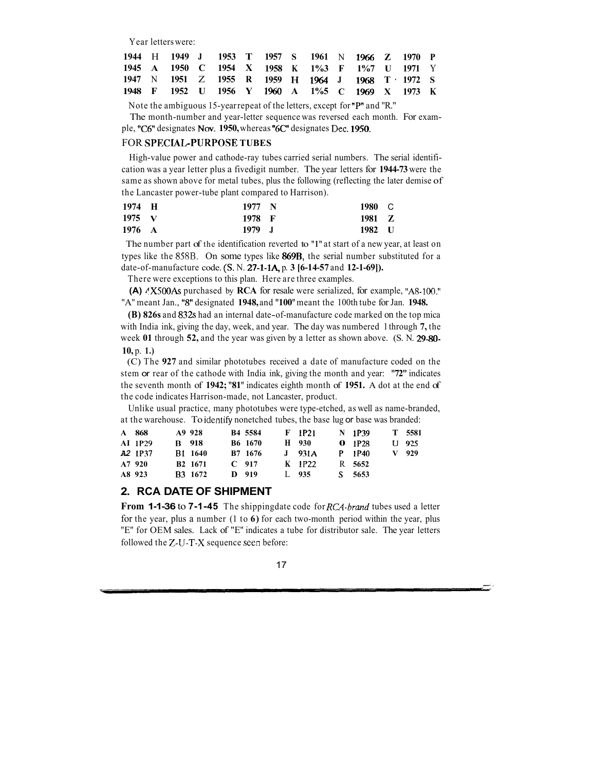Year letters were:

| | | | | | | | | | | | | | |
|---|---|---|---|---|---|---|---|---|---|---|---|---|---|
| **1944** | H | **1949** | **J** | **1953** | **T** | **1957** | **S** | **1961** | N | **1966** | **Z** | **1970** | **P** |
| **1945** | **A** | **1950** | **C** | **1954** | **X** | **1958** | **K** | **1%3** | **F** | **1%7** | **U** | **1971** | Y |
| **1947** | N | **1951** | Z | **1955** | **R** | **1959** | **H** | **1964** | **J** | **1968** | **T** | **1972** | **S** |
| **1948** | **F** | **1952** | **U** | **1956** | **Y** | **1960** | **A** | **1%5** | **C** | **1969** | **X** | **1973** | **K** |

Note the ambiguous 15-year repeat of the letters, except for "P" and "R."

The month-number and year-letter sequence was reversed each month. For example, "C6" designates **Nov. 1950,** whereas "6C" designates Dec. 1950.

## FOR SPECIAL-PURPOSE TUBES

High-value power and cathode-ray tubes carried serial numbers. The serial identification was a year letter plus a fivedigit number. The year letters for **1944-73** were the same as shown above for metal tubes, plus the following (reflecting the later demise of the Lancaster power-tube plant compared to Harrison).

| | | | | | |
|---|---|---|---|---|---|
| **1974** | **H** | **1977** | **N** | **1980** | C |
| **1975** | **V** | **1978** | **F** | **1981** | **Z** |
| **1976** | **A** | **1979** | **J** | **1982** | **U** |

The number part of the identification reverted to "1" at start of a new year, at least on types like the 858B. On some types like **869B,** the serial number substituted for a date-of-manufacture code. (S. N. **27-1-1A,** p. **3 [6-14-57** and **12-1-69]).**

There were exceptions to this plan. Here are three examples.

**(A)** 4X500As purchased by **RCA** for resale were serialized, for example, "A8-100." "A" meant Jan., "8" designated **1948,** and "100" meant the 100th tube for Jan. **1948.**

**(B) 826s** and 832s had an internal date-of-manufacture code marked on the top mica with India ink, giving the day, week, and year. The day was numbered 1 through **7,** the week **01** through **52,** and the year was given by a letter as shown above. (S. N. **29-80-10,** p. **1.**)

(C) The **927** and similar phototubes received a date of manufacture coded on the stem or rear of the cathode with India ink, giving the month and year: **"72"** indicates the seventh month of **1942; "81"** indicates eighth month of **1951.** A dot at the end of the code indicates Harrison-made, not Lancaster, product.

Unlike usual practice, many phototubes were type-etched, as well as name-branded, at the warehouse. To identify nonetched tubes, the base lug or base was branded:

| | | | | | | |
|---|---|---|---|---|---|---|
| **A 868** | **A9 928** | **B4 5584** | **F** 1P21 | N 1P39 | **T 5581** | |
| **A1** 1P29 | **B** 918 | **B6 1670** | **H 930** | **O** 1P28 | **U 925** | |
| **A2** 1P37 | B1 1640 | **B7 1676** | **J** 931A | **P** 1P40 | **V 929** | |
| **A7 920** | **B2** 1671 | **C 917** | **K** 1P22 | R **5652** | | |
| **A8** 923 | B3 1672 | **D 919** | L 935 | **S 5653** | | |

## 2. RCA DATE OF SHIPMENT

**From 1-1-36** to **7-1-45** The shippingdate code for *RCA-brand* tubes used a letter for the year, plus a number (1 to **6**) for each two-month period within the year, plus "E" for OEM sales. Lack of "E" indicates a tube for distributor sale. The year letters followed the Z-U-T-X sequence seen before: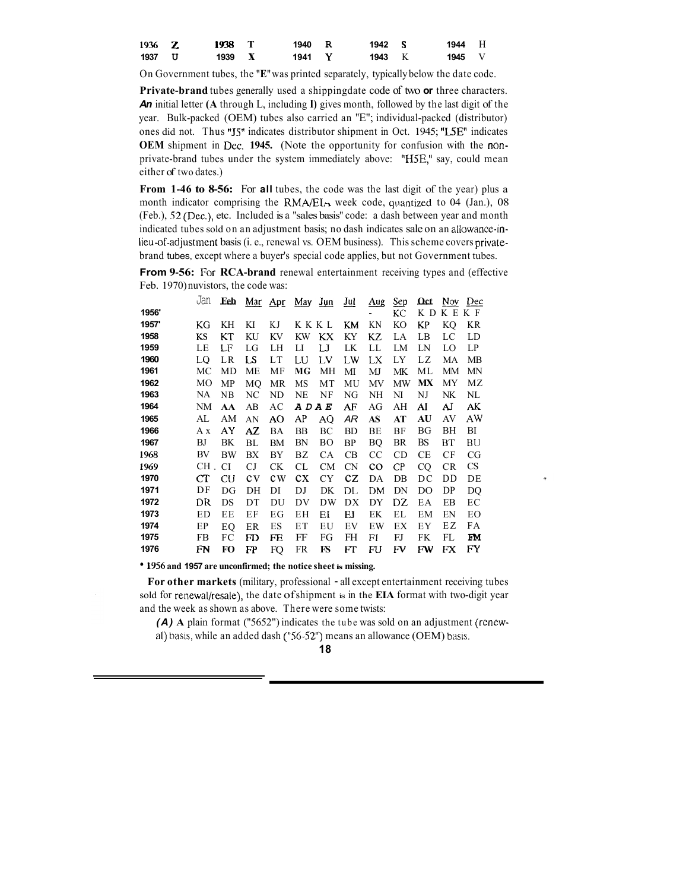| 1936 | Z | 1938 | T | 1940 | R | 1942 | S | 1944 | H |
|---|---|---|---|---|---|---|---|---|---|
| 1937 | U | 1939 | X | 1941 | Y | 1943 | K | 1945 | V |

On Government tubes, the "E" was printed separately, typically below the date code.

**Private-brand** tubes generally used a shipping date code of two or three characters. *An* initial letter (**A** through L, including **I**) gives month, followed by the last digit of the year. Bulk-packed (OEM) tubes also carried an "E"; individual-packed (distributor) ones did not. Thus "J5" indicates distributor shipment in Oct. 1945; "L5E" indicates **OEM** shipment in Dec. **1945.** (Note the opportunity for confusion with the non-private-brand tubes under the system immediately above: "H5E," say, could mean either of two dates.)

**From 1-46 to 8-56:** For **all** tubes, the code was the last digit of the year) plus a month indicator comprising the RMA/EIA week code, quantized to 04 (Jan.), 08 (Feb.), 52 (Dec.), etc. Included is a "sales basis" code: a dash between year and month indicated tubes sold on an adjustment basis; no dash indicates sale on an allowance-in-lieu-of-adjustment basis (i. e., renewal vs. OEM business). This scheme covers private-brand tubes, except where a buyer's special code applies, but not Government tubes.

**From 9-56:** For **RCA-brand** renewal entertainment receiving types and (effective Feb. 1970) nuvistors, the code was:

| | Jan | Feb | Mar | Apr | May | Jun | Jul | Aug | Sep | Oct | Nov | Dec |
|---|---|---|---|---|---|---|---|---|---|---|---|---|
| 1956* | | | | | | | | - | KC | KD | KE | KF |
| 1957* | KG | KH | KI | KJ | KK | KL | KM | KN | KO | KP | KQ | KR |
| 1958 | KS | KT | KU | KV | KW | KX | KY | KZ | LA | LB | LC | LD |
| 1959 | LE | LF | LG | LH | LI | LJ | LK | LL | LM | LN | LO | LP |
| 1960 | LQ | LR | LS | LT | LU | LV | LW | LX | LY | LZ | MA | MB |
| 1961 | MC | MD | ME | MF | MG | MH | MI | MJ | MK | ML | MM | MN |
| 1962 | MO | MP | MQ | MR | MS | MT | MU | MV | MW | MX | MY | MZ |
| 1963 | NA | NB | NC | ND | NE | NF | NG | NH | NI | NJ | NK | NL |
| 1964 | NM | AA | AB | AC | AD | AE | AF | AG | AH | AI | AJ | AK |
| 1965 | AL | AM | AN | AO | AP | AQ | AR | AS | AT | AU | AV | AW |
| 1966 | AX | AY | AZ | BA | BB | BC | BD | BE | BF | BG | BH | BI |
| 1967 | BJ | BK | BL | BM | BN | BO | BP | BQ | BR | BS | BT | BU |
| 1968 | BV | BW | BX | BY | BZ | CA | CB | CC | CD | CE | CF | CG |
| 1969 | CH | CI | CJ | CK | CL | CM | CN | CO | CP | CQ | CR | CS |
| 1970 | CT | CU | CV | CW | CX | CY | CZ | DA | DB | DC | DD | DE |
| 1971 | DF | DG | DH | DI | DJ | DK | DL | DM | DN | DO | DP | DQ |
| 1972 | DR | DS | DT | DU | DV | DW | DX | DY | DZ | EA | EB | EC |
| 1973 | ED | EE | EF | EG | EH | EI | EJ | EK | EL | EM | EN | EO |
| 1974 | EP | EQ | ER | ES | ET | EU | EV | EW | EX | EY | EZ | FA |
| 1975 | FB | FC | FD | FE | FF | FG | FH | FI | FJ | FK | FL | FM |
| 1976 | FN | FO | FP | FQ | FR | FS | FT | FU | FV | FW | FX | FY |

**\* 1956 and 1957 are unconfirmed; the notice sheet is missing.**

**For other markets** (military, professional - all except entertainment receiving tubes sold for renewal/resale), the date of shipment is in the **EIA** format with two-digit year and the week as shown as above. There were some twists:

*(A)* **A** plain format ("5652") indicates the tube was sold on an adjustment (renewal) basis, while an added dash ("56-52") means an allowance (OEM) basis.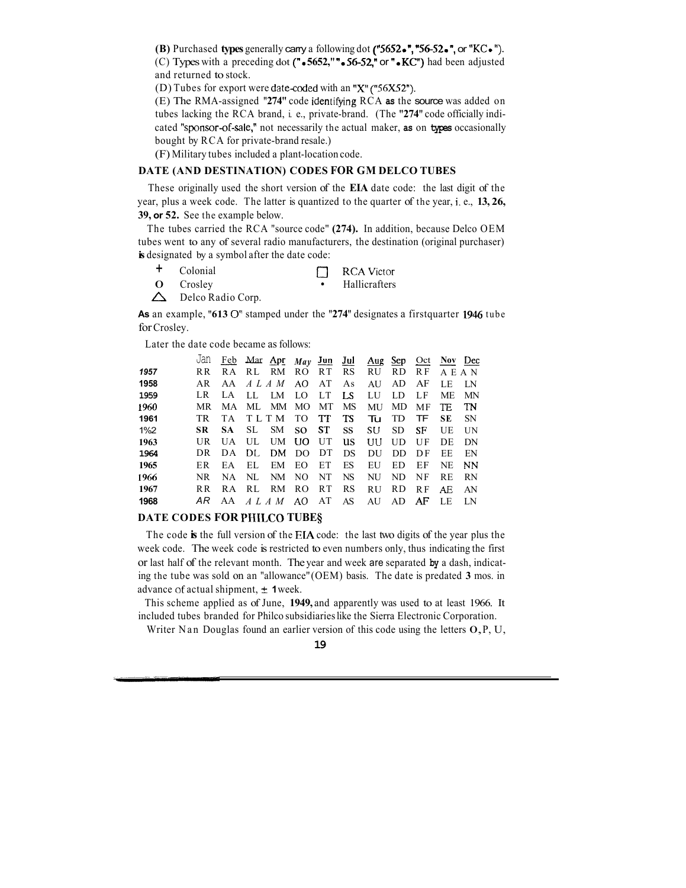(B) Purchased types generally carry a following dot ("5652•", "56-52•", or "KC•").

(C) Types with a preceding dot ("•5652," "•56-52," or "•KC") had been adjusted and returned to stock.

(D) Tubes for export were date-coded with an "X" ("56X52").

(E) The RMA-assigned "274" code identifying RCA as the source was added on tubes lacking the RCA brand, i. e., private-brand. (The "274" code officially indicated "sponsor-of-sale," not necessarily the actual maker, as on types occasionally bought by RCA for private-brand resale.)

(F) Military tubes included a plant-location code.

## DATE (AND DESTINATION) CODES FOR GM DELCO TUBES

These originally used the short version of the EIA date code: the last digit of the year, plus a week code. The latter is quantized to the quarter of the year, i. e., **13, 26, 39, or 52.** See the example below.

The tubes carried the RCA "source code" **(274).** In addition, because Delco OEM tubes went to any of several radio manufacturers, the destination (original purchaser) is designated by a symbol after the date code:

| Symbol | Destination | Symbol | Destination |
|---|---|---|---|
| + | Colonial | □ | RCA Victor |
| O | Crosley | • | Hallicrafters |
| △ | Delco Radio Corp. | | |

As an example, "613 O" stamped under the "274" designates a firstquarter 1946 tube for Crosley.

Later the date code became as follows:

| | Jan | Feb | Mar | Apr | May | Jun | Jul | Aug | Sep | Oct | Nov | Dec |
|---|---|---|---|---|---|---|---|---|---|---|---|---|
| 1957 | RR | RA | RL | RM | RO | RT | RS | RU | RD | RF | AE | AN |
| 1958 | AR | AA | AL | AM | AO | AT | As | AU | AD | AF | LE | LN |
| 1959 | LR | LA | LL | LM | LO | LT | LS | LU | LD | LF | ME | MN |
| 1960 | MR | MA | ML | MM | MO | MT | MS | MU | MD | MF | TE | TN |
| 1961 | TR | TA | TL | TM | TO | TT | TS | Tu | TD | TF | SE | SN |
| 1%2 | SR | SA | SL | SM | SO | ST | SS | SU | SD | SF | UE | UN |
| 1963 | UR | UA | UL | UM | UO | UT | US | UU | UD | UF | DE | DN |
| 1964 | DR | DA | DL | DM | DO | DT | DS | DU | DD | DF | EE | EN |
| 1965 | ER | EA | EL | EM | EO | ET | ES | EU | ED | EF | NE | NN |
| 1966 | NR | NA | NL | NM | NO | NT | NS | NU | ND | NF | RE | RN |
| 1967 | RR | RA | RL | RM | RO | RT | RS | RU | RD | RF | AE | AN |
| 1968 | AR | AA | AL | AM | AO | AT | AS | AU | AD | AF | LE | LN |

## DATE CODES FOR PHILCO TUBES

The code is the full version of the EIA code: the last two digits of the year plus the week code. The week code is restricted to even numbers only, thus indicating the first or last half of the relevant month. The year and week are separated by a dash, indicating the tube was sold on an "allowance" (OEM) basis. The date is predated 3 mos. in advance of actual shipment, ± 1 week.

This scheme applied as of June, 1949, and apparently was used to at least 1966. It included tubes branded for Philco subsidiaries like the Sierra Electronic Corporation.

Writer Nan Douglas found an earlier version of this code using the letters O, P, U,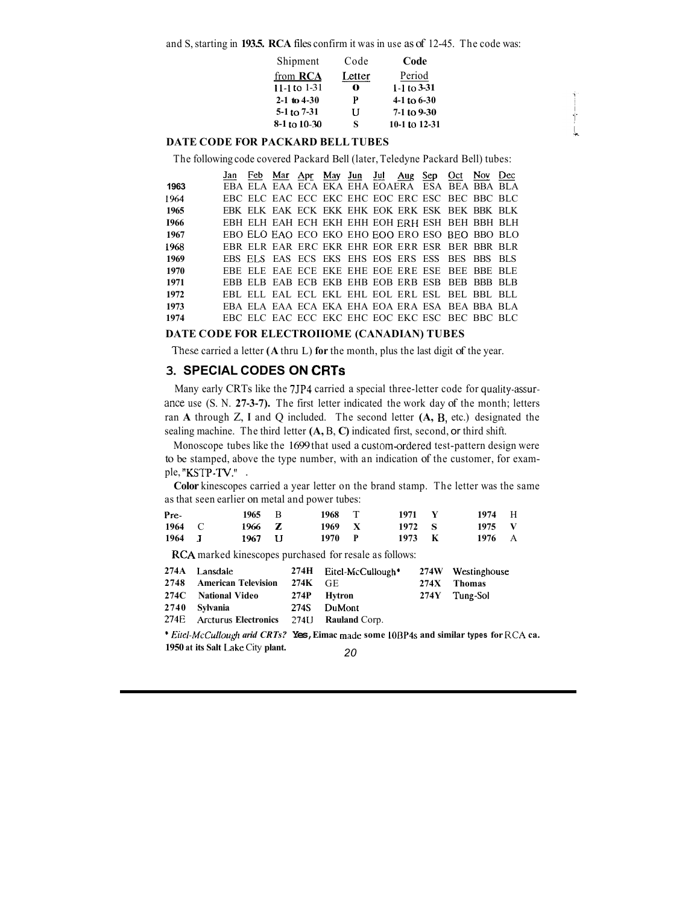and S, starting in **1935. RCA** files confirm it was in use as of 12-45. The code was:

| Shipment from **RCA** | Code Letter | **Code** Period |
|---|---|---|
| 11-1 to 1-31 | **O** | 1-1 to 3-31 |
| 2-1 to 4-30 | **P** | 4-1 to 6-30 |
| 5-1 to 7-31 | **U** | 7-1 to 9-30 |
| 8-1 to 10-30 | **S** | 10-1 to 12-31 |

### DATE CODE FOR PACKARD BELL TUBES

The following code covered Packard Bell (later, Teledyne Packard Bell) tubes:

| | Jan | Feb | Mar | Apr | May | Jun | Jul | Aug | Sep | Oct | Nov | Dec |
|---|---|---|---|---|---|---|---|---|---|---|---|---|
| **1963** | EBA | ELA | EAA | ECA | EKA | EHA | EOA | ERA | ESA | BEA | BBA | BLA |
| **1964** | EBC | ELC | EAC | ECC | EKC | EHC | EOC | ERC | ESC | BEC | BBC | BLC |
| **1965** | EBK | ELK | EAK | ECK | EKK | EHK | EOK | ERK | ESK | BEK | BBK | BLK |
| **1966** | EBH | ELH | EAH | ECH | EKH | EHH | EOH | ERH | ESH | BEH | BBH | BLH |
| **1967** | EBO | ELO | EAO | ECO | EKO | EHO | EOO | ERO | ESO | BEO | BBO | BLO |
| **1968** | EBR | ELR | EAR | ERC | EKR | EHR | EOR | ERR | ESR | BER | BBR | BLR |
| **1969** | EBS | ELS | EAS | ECS | EKS | EHS | EOS | ERS | ESS | BES | BBS | BLS |
| **1970** | EBE | ELE | EAE | ECE | EKE | EHE | EOE | ERE | ESE | BEE | BBE | BLE |
| **1971** | EBB | ELB | EAB | ECB | EKB | EHB | EOB | ERB | ESB | BEB | BBB | BLB |
| **1972** | EBL | ELL | EAL | ECL | EKL | EHL | EOL | ERL | ESL | BEL | BBL | BLL |
| **1973** | EBA | ELA | EAA | ECA | EKA | EHA | EOA | ERA | ESA | BEA | BBA | BLA |
| **1974** | EBC | ELC | EAC | ECC | EKC | EHC | EOC | EKC | ESC | BEC | BBC | BLC |

### DATE CODE FOR ELECTROHOME (CANADIAN) TUBES

These carried a letter **(A** thru L) **for** the month, plus the last digit of the year.

## 3. SPECIAL CODES ON CRTs

Many early CRTs like the 7JP4 carried a special three-letter code for quality-assurance use (S. N. **27-3-7).** The first letter indicated the work day of the month; letters ran **A** through Z, **I** and Q included. The second letter **(A,** B, etc.) designated the sealing machine. The third letter **(A,** B, **C)** indicated first, second, or third shift.

Monoscope tubes like the 1699 that used a custom-ordered test-pattern design were to be stamped, above the type number, with an indication of the customer, for example, "KSTP-TV."

**Color** kinescopes carried a year letter on the brand stamp. The letter was the same as that seen earlier on metal and power tubes:

| | | | | | | | | | |
|---|---|---|---|---|---|---|---|---|---|
| **Pre-1964** | C | **1965** | B | **1968** | T | **1971** | **Y** | **1974** | H |
| **1964** | **J** | **1966** | **Z** | **1969** | **X** | **1972** | **S** | **1975** | **V** |
| | | **1967** | **U** | **1970** | **P** | **1973** | **K** | **1976** | A |

**RCA** marked kinescopes purchased for resale as follows:

| | | | | | |
|---|---|---|---|---|---|
| **274A** | Lansdale | **274H** | Eitel-McCullough* | **274W** | Westinghouse |
| **2748** | **American Television** | **274K** | GE | **274X** | **Thomas** |
| **274C** | **National Video** | **274P** | **Hytron** | **274Y** | Tung-Sol |
| **2740** | **Sylvania** | 274S | DuMont | | |
| 274E | Arcturus **Electronics** | 274U | **Rauland** Corp. | | |

\* *Eitel-McCullough and CRTs?* **Yes, Eimac** made **some 10BP4s and similar types for** RCA **ca. 1950 at its Salt** Lake City **plant.**